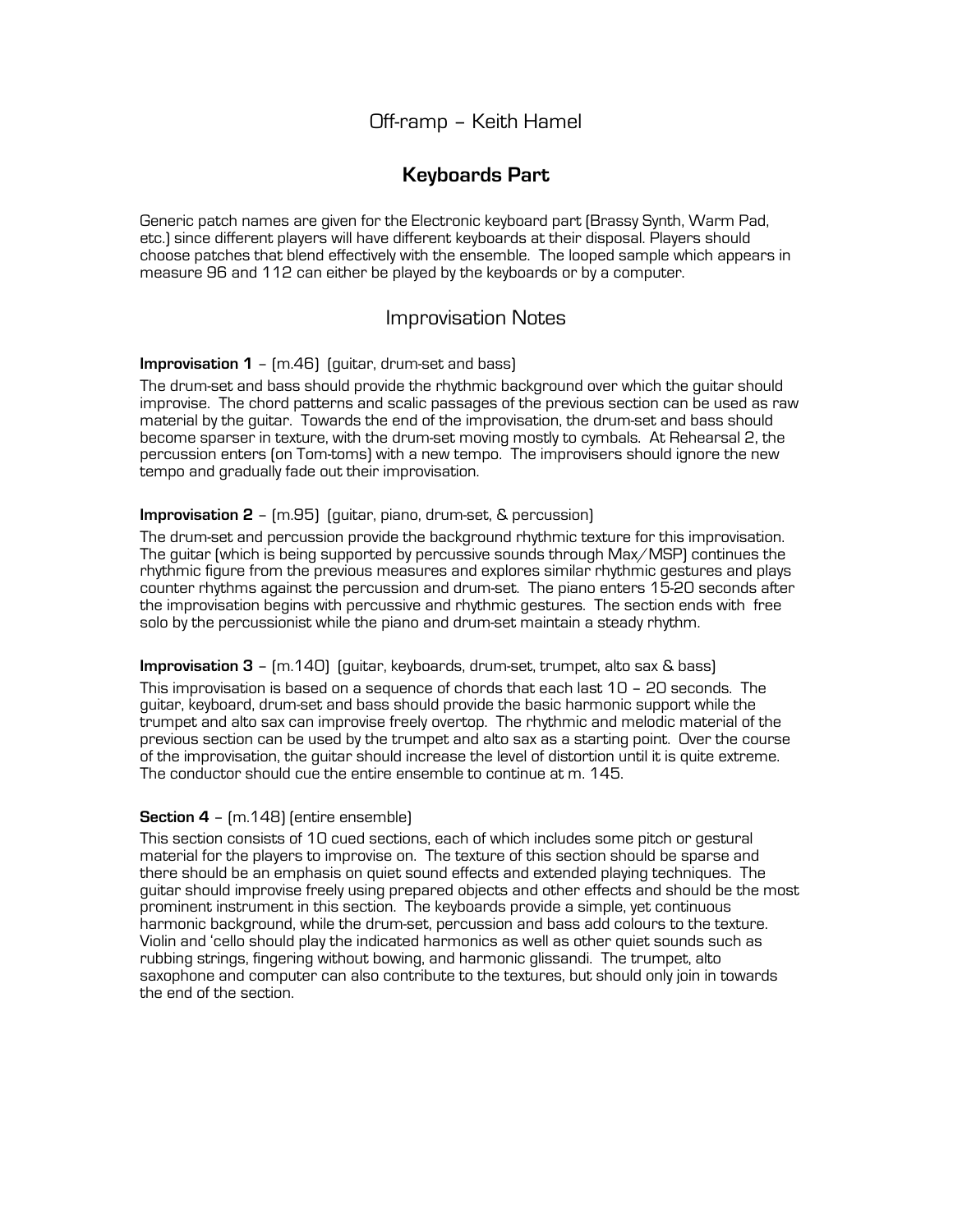# Off-ramp – Keith Hamel

## Keyboards Part

Generic patch names are given for the Electronic keyboard part (Brassy Synth, Warm Pad, etc.) since different players will have different keyboards at their disposal. Players should choose patches that blend effectively with the ensemble. The looped sample which appears in measure 96 and 112 can either be played by the keyboards or by a computer.

## Improvisation Notes

**Improvisation 1** – (m.46) (guitar, drum-set and bass)

The drum-set and bass should provide the rhythmic background over which the guitar should improvise. The chord patterns and scalic passages of the previous section can be used as raw material by the guitar. Towards the end of the improvisation, the drum-set and bass should become sparser in texture, with the drum-set moving mostly to cymbals. At Rehearsal 2, the percussion enters (on Tom-toms) with a new tempo. The improvisers should ignore the new tempo and gradually fade out their improvisation.

**Improvisation 2** – (m.95) (guitar, piano, drum-set, & percussion)

The drum-set and percussion provide the background rhythmic texture for this improvisation. The guitar (which is being supported by percussive sounds through Max/MSP) continues the rhythmic figure from the previous measures and explores similar rhythmic gestures and plays counter rhythms against the percussion and drum-set. The piano enters 15-20 seconds after the improvisation begins with percussive and rhythmic gestures. The section ends with free solo by the percussionist while the piano and drum-set maintain a steady rhythm.

**Improvisation 3** – (m.140) (guitar, keyboards, drum-set, trumpet, alto sax & bass)

This improvisation is based on a sequence of chords that each last 10 – 20 seconds. The guitar, keyboard, drum-set and bass should provide the basic harmonic support while the trumpet and alto sax can improvise freely overtop. The rhythmic and melodic material of the previous section can be used by the trumpet and alto sax as a starting point. Over the course of the improvisation, the guitar should increase the level of distortion until it is quite extreme. The conductor should cue the entire ensemble to continue at m. 145.

**Section 4** – (m.148) (entire ensemble)

This section consists of 10 cued sections, each of which includes some pitch or gestural material for the players to improvise on. The texture of this section should be sparse and there should be an emphasis on quiet sound effects and extended playing techniques. The guitar should improvise freely using prepared objects and other effects and should be the most prominent instrument in this section. The keyboards provide a simple, yet continuous harmonic background, while the drum-set, percussion and bass add colours to the texture. Violin and 'cello should play the indicated harmonics as well as other quiet sounds such as rubbing strings, fingering without bowing, and harmonic glissandi. The trumpet, alto saxophone and computer can also contribute to the textures, but should only join in towards the end of the section.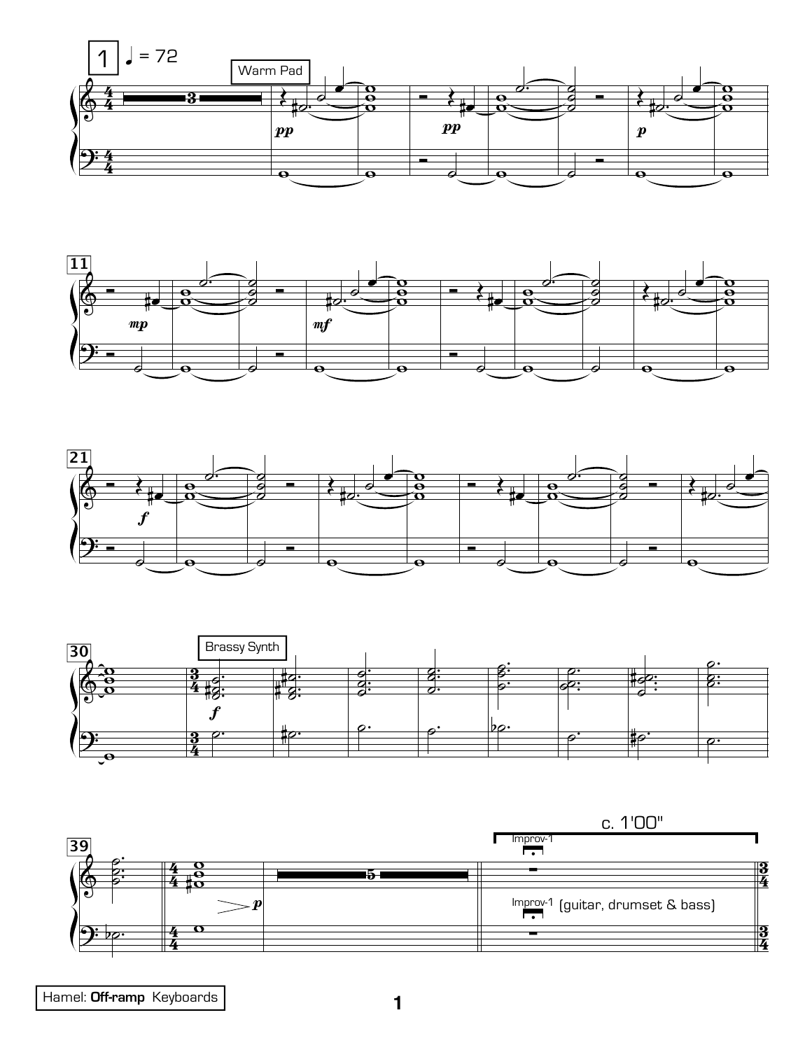1 ♩ = 72

Warm Pad

*pp*

*pp*

*p*

11

*mp*

*mf*

21

*f*

30

Brassy Synth

*f*

39

*p*

c. 1'00"

Improv-1

Improv-1 (guitar, drumset & bass)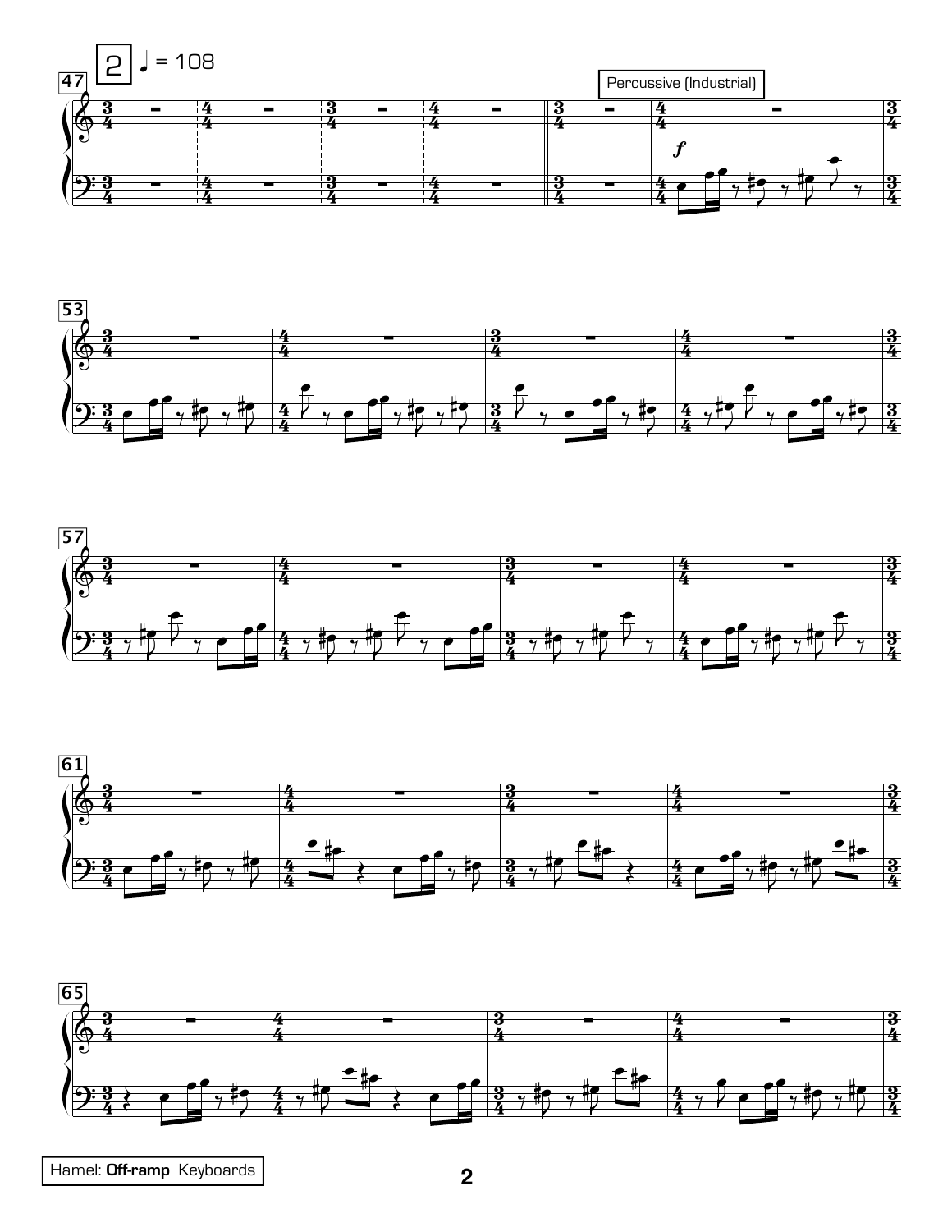2 ♩ = 108

Percussive (Industrial)

*f*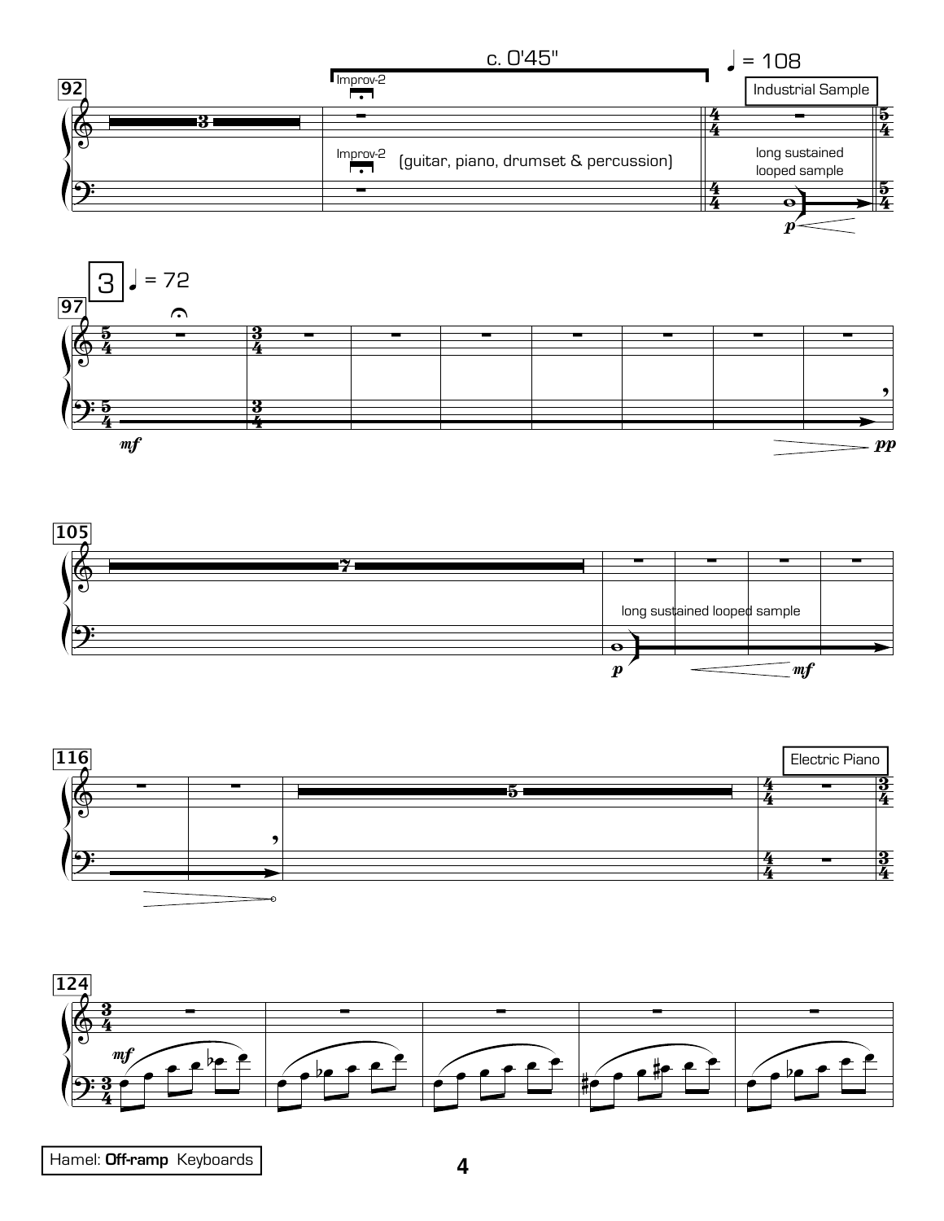92

c. 0'45"

Improv-2

♩ = 108

Industrial Sample

Improv-2 (guitar, piano, drumset & percussion)

long sustained looped sample

*p*

3 ♩ = 72

97

*mf*

*pp*

105

7

long sustained looped sample

*p*

*mf*

116

5

Electric Piano

124

*mf*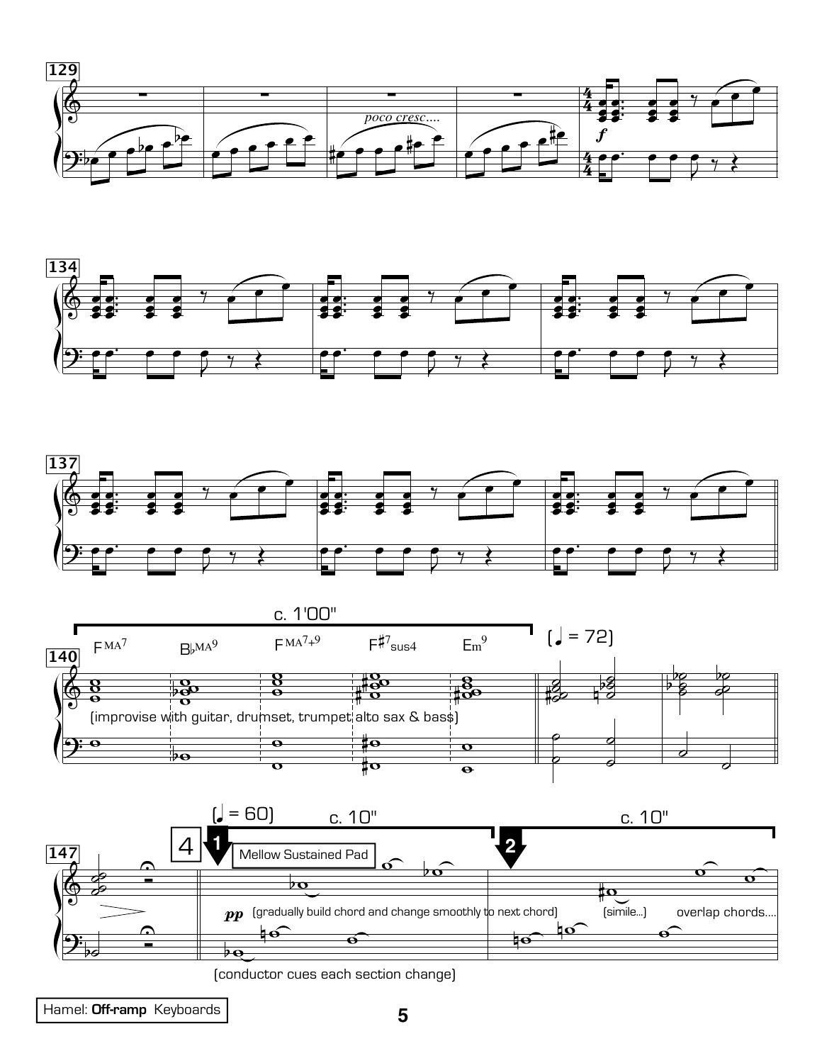129

*poco cresc....*

*f*

134

137

140

c. 1'00"

FMA7 B♭MA9 FMA7+9 F♯7sus4 Em9

(improvise with guitar, drumset, trumpet alto sax & bass)

(♩ = 72)

147

4

(♩ = 60)

c. 10"

1

Mellow Sustained Pad

*pp* (gradually build chord and change smoothly to next chord)

c. 10"

2

(simile...) overlap chords....

(conductor cues each section change)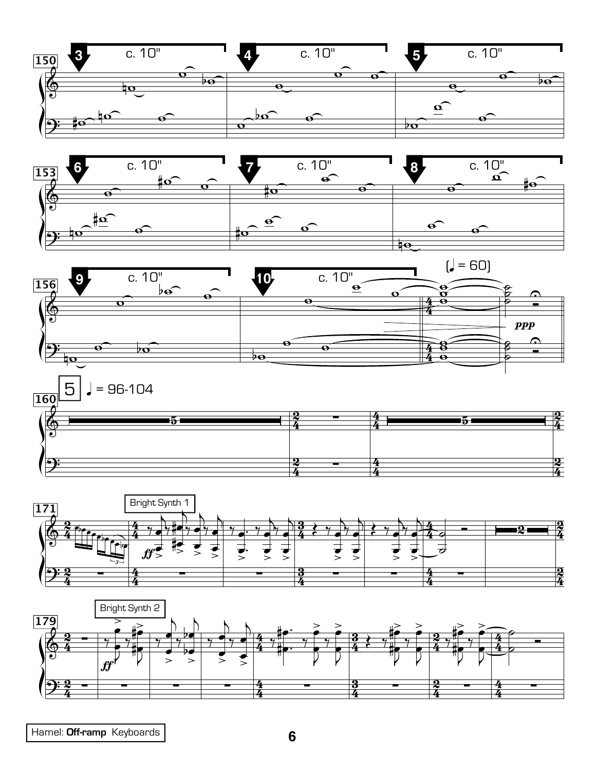c. 10"

(♩ = 60)

*ppp*

5 ♩ = 96-104

Bright Synth 1

*ff*

Bright Synth 2

*ff*